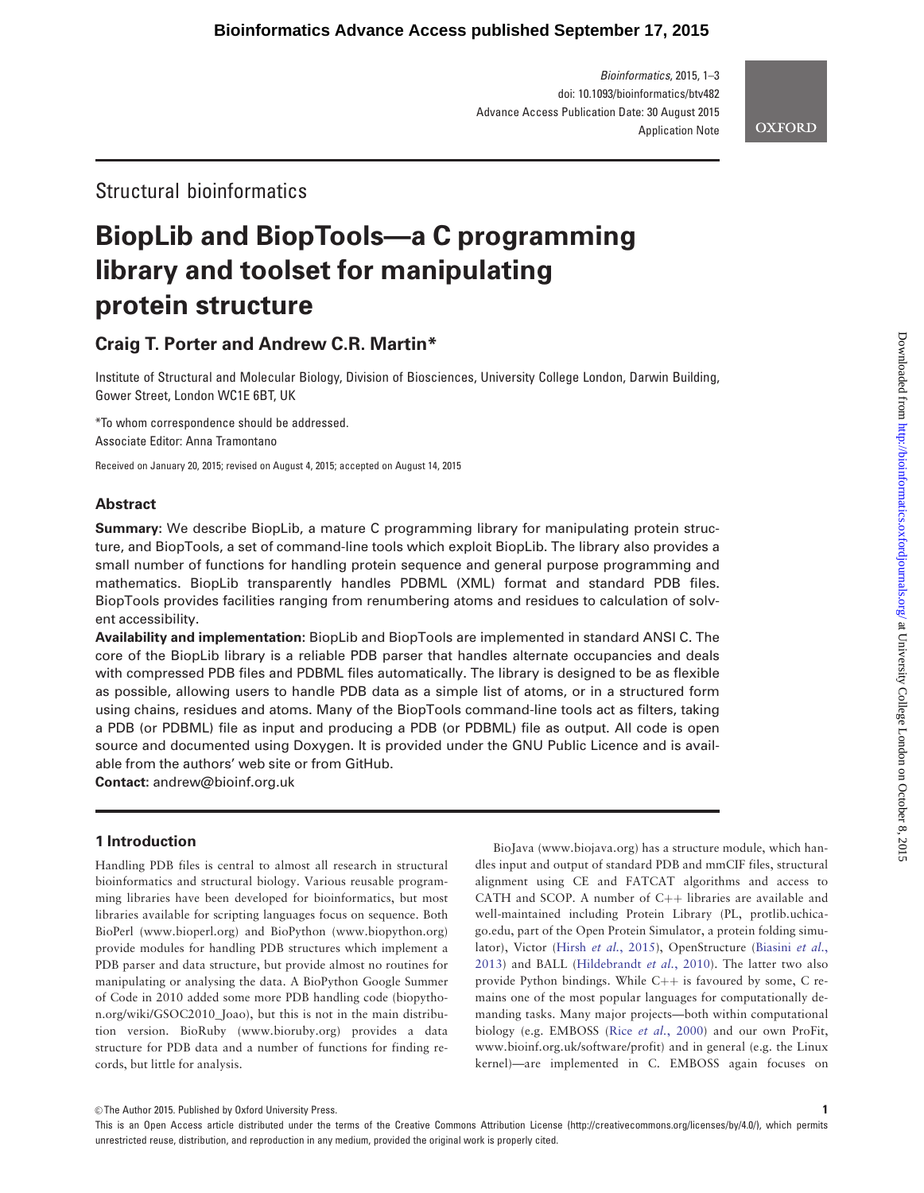Structural bioinformatics

# BiopLib and BiopTools—a C programming library and toolset for manipulating protein structure

**Craig T. Porter and Andrew C.R. Martin***

Institute of Structural and Molecular Biology, Division of Biosciences, University College London, Darwin Building, Gower Street, London WC1E 6BT, UK

*To whom correspondence should be addressed.
Associate Editor: Anna Tramontano

Received on January 20, 2015; revised on August 4, 2015; accepted on August 14, 2015

## Abstract

**Summary:** We describe BiopLib, a mature C programming library for manipulating protein structure, and BiopTools, a set of command-line tools which exploit BiopLib. The library also provides a small number of functions for handling protein sequence and general purpose programming and mathematics. BiopLib transparently handles PDBML (XML) format and standard PDB files. BiopTools provides facilities ranging from renumbering atoms and residues to calculation of solvent accessibility.

**Availability and implementation:** BiopLib and BiopTools are implemented in standard ANSI C. The core of the BiopLib library is a reliable PDB parser that handles alternate occupancies and deals with compressed PDB files and PDBML files automatically. The library is designed to be as flexible as possible, allowing users to handle PDB data as a simple list of atoms, or in a structured form using chains, residues and atoms. Many of the BiopTools command-line tools act as filters, taking a PDB (or PDBML) file as input and producing a PDB (or PDBML) file as output. All code is open source and documented using Doxygen. It is provided under the GNU Public Licence and is available from the authors' web site or from GitHub.

**Contact:** andrew@bioinf.org.uk

## 1 Introduction

Handling PDB files is central to almost all research in structural bioinformatics and structural biology. Various reusable programming libraries have been developed for bioinformatics, but most libraries available for scripting languages focus on sequence. Both BioPerl (www.bioperl.org) and BioPython (www.biopython.org) provide modules for handling PDB structures which implement a PDB parser and data structure, but provide almost no routines for manipulating or analysing the data. A BioPython Google Summer of Code in 2010 added some more PDB handling code (biopython.org/wiki/GSOC2010_Joao), but this is not in the main distribution version. BioRuby (www.bioruby.org) provides a data structure for PDB data and a number of functions for finding records, but little for analysis.

BioJava (www.biojava.org) has a structure module, which handles input and output of standard PDB and mmCIF files, structural alignment using CE and FATCAT algorithms and access to CATH and SCOP. A number of C++ libraries are available and well-maintained including Protein Library (PL, protlib.uchicago.edu, part of the Open Protein Simulator, a protein folding simulator), Victor (Hirsh *et al.*, 2015), OpenStructure (Biasini *et al.*, 2013) and BALL (Hildebrandt *et al.*, 2010). The latter two also provide Python bindings. While C++ is favoured by some, C remains one of the most popular languages for computationally demanding tasks. Many major projects—both within computational biology (e.g. EMBOSS (Rice *et al.*, 2000) and our own ProFit, www.bioinf.org.uk/software/profit) and in general (e.g. the Linux kernel)—are implemented in C. EMBOSS again focuses on

© The Author 2015. Published by Oxford University Press.

This is an Open Access article distributed under the terms of the Creative Commons Attribution License (http://creativecommons.org/licenses/by/4.0/), which permits unrestricted reuse, distribution, and reproduction in any medium, provided the original work is properly cited.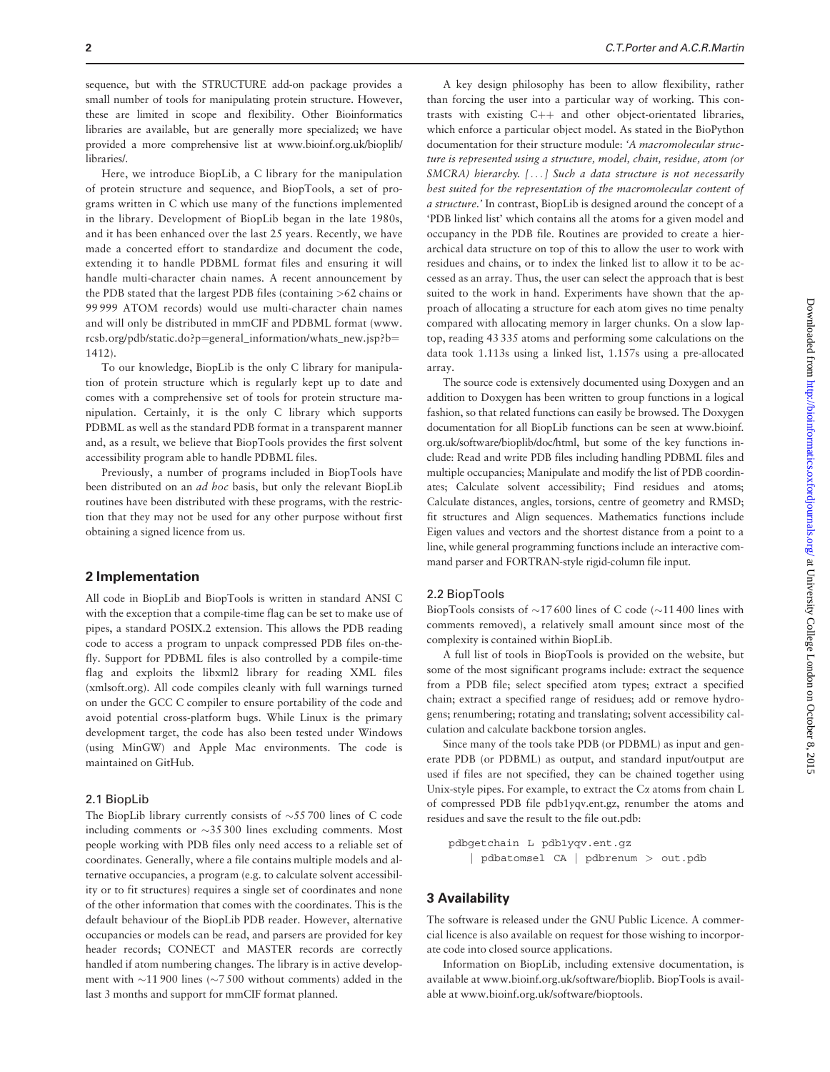sequence, but with the STRUCTURE add-on package provides a small number of tools for manipulating protein structure. However, these are limited in scope and flexibility. Other Bioinformatics libraries are available, but are generally more specialized; we have provided a more comprehensive list at www.bioinf.org.uk/bioplib/libraries/.

Here, we introduce BiopLib, a C library for the manipulation of protein structure and sequence, and BiopTools, a set of programs written in C which use many of the functions implemented in the library. Development of BiopLib began in the late 1980s, and it has been enhanced over the last 25 years. Recently, we have made a concerted effort to standardize and document the code, extending it to handle PDBML format files and ensuring it will handle multi-character chain names. A recent announcement by the PDB stated that the largest PDB files (containing >62 chains or 99 999 ATOM records) would use multi-character chain names and will only be distributed in mmCIF and PDBML format (www.rcsb.org/pdb/static.do?p=general_information/whats_new.jsp?b=1412).

To our knowledge, BiopLib is the only C library for manipulation of protein structure which is regularly kept up to date and comes with a comprehensive set of tools for protein structure manipulation. Certainly, it is the only C library which supports PDBML as well as the standard PDB format in a transparent manner and, as a result, we believe that BiopTools provides the first solvent accessibility program able to handle PDBML files.

Previously, a number of programs included in BiopTools have been distributed on an *ad hoc* basis, but only the relevant BiopLib routines have been distributed with these programs, with the restriction that they may not be used for any other purpose without first obtaining a signed licence from us.

## 2 Implementation

All code in BiopLib and BiopTools is written in standard ANSI C with the exception that a compile-time flag can be set to make use of pipes, a standard POSIX.2 extension. This allows the PDB reading code to access a program to unpack compressed PDB files on-the-fly. Support for PDBML files is also controlled by a compile-time flag and exploits the libxml2 library for reading XML files (xmlsoft.org). All code compiles cleanly with full warnings turned on under the GCC C compiler to ensure portability of the code and avoid potential cross-platform bugs. While Linux is the primary development target, the code has also been tested under Windows (using MinGW) and Apple Mac environments. The code is maintained on GitHub.

### 2.1 BiopLib

The BiopLib library currently consists of ~55 700 lines of C code including comments or ~35 300 lines excluding comments. Most people working with PDB files only need access to a reliable set of coordinates. Generally, where a file contains multiple models and alternative occupancies, a program (e.g. to calculate solvent accessibility or to fit structures) requires a single set of coordinates and none of the other information that comes with the coordinates. This is the default behaviour of the BiopLib PDB reader. However, alternative occupancies or models can be read, and parsers are provided for key header records; CONECT and MASTER records are correctly handled if atom numbering changes. The library is in active development with ~11 900 lines (~7 500 without comments) added in the last 3 months and support for mmCIF format planned.

A key design philosophy has been to allow flexibility, rather than forcing the user into a particular way of working. This contrasts with existing C++ and other object-orientated libraries, which enforce a particular object model. As stated in the BioPython documentation for their structure module: *'A macromolecular structure is represented using a structure, model, chain, residue, atom (or SMCRA) hierarchy. [...] Such a data structure is not necessarily best suited for the representation of the macromolecular content of a structure.'* In contrast, BiopLib is designed around the concept of a 'PDB linked list' which contains all the atoms for a given model and occupancy in the PDB file. Routines are provided to create a hierarchical data structure on top of this to allow the user to work with residues and chains, or to index the linked list to allow it to be accessed as an array. Thus, the user can select the approach that is best suited to the work in hand. Experiments have shown that the approach of allocating a structure for each atom gives no time penalty compared with allocating memory in larger chunks. On a slow laptop, reading 43 335 atoms and performing some calculations on the data took 1.113s using a linked list, 1.157s using a pre-allocated array.

The source code is extensively documented using Doxygen and an addition to Doxygen has been written to group functions in a logical fashion, so that related functions can easily be browsed. The Doxygen documentation for all BiopLib functions can be seen at www.bioinf.org.uk/software/bioplib/doc/html, but some of the key functions include: Read and write PDB files including handling PDBML files and multiple occupancies; Manipulate and modify the list of PDB coordinates; Calculate solvent accessibility; Find residues and atoms; Calculate distances, angles, torsions, centre of geometry and RMSD; fit structures and Align sequences. Mathematics functions include Eigen values and vectors and the shortest distance from a point to a line, while general programming functions include an interactive command parser and FORTRAN-style rigid-column file input.

### 2.2 BiopTools

BiopTools consists of ~17 600 lines of C code (~11 400 lines with comments removed), a relatively small amount since most of the complexity is contained within BiopLib.

A full list of tools in BiopTools is provided on the website, but some of the most significant programs include: extract the sequence from a PDB file; select specified atom types; extract a specified chain; extract a specified range of residues; add or remove hydrogens; renumbering; rotating and translating; solvent accessibility calculation and calculate backbone torsion angles.

Since many of the tools take PDB (or PDBML) as input and generate PDB (or PDBML) as output, and standard input/output are used if files are not specified, they can be chained together using Unix-style pipes. For example, to extract the Cα atoms from chain L of compressed PDB file pdb1yqv.ent.gz, renumber the atoms and residues and save the result to the file out.pdb:

```
pdbgetchain L pdb1yqv.ent.gz
   | pdbatomsel CA | pdbrenum > out.pdb
```

## 3 Availability

The software is released under the GNU Public Licence. A commercial licence is also available on request for those wishing to incorporate code into closed source applications.

Information on BiopLib, including extensive documentation, is available at www.bioinf.org.uk/software/bioplib. BiopTools is available at www.bioinf.org.uk/software/bioptools.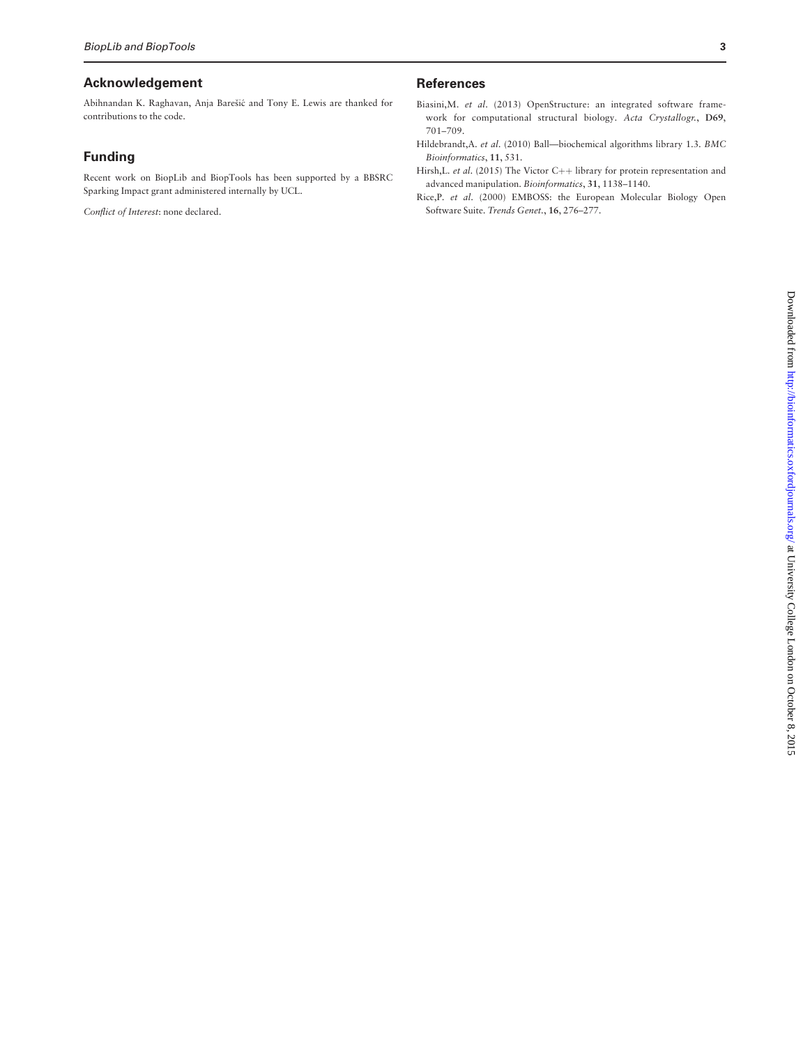## Acknowledgement

Abihnandan K. Raghavan, Anja Barešić and Tony E. Lewis are thanked for contributions to the code.

## Funding

Recent work on BiopLib and BiopTools has been supported by a BBSRC Sparking Impact grant administered internally by UCL.

*Conflict of Interest*: none declared.

## References

Biasini,M. *et al*. (2013) OpenStructure: an integrated software framework for computational structural biology. *Acta Crystallogr.*, **D69**, 701–709.

Hildebrandt,A. *et al*. (2010) Ball—biochemical algorithms library 1.3. *BMC Bioinformatics*, **11**, 531.

Hirsh,L. *et al*. (2015) The Victor C++ library for protein representation and advanced manipulation. *Bioinformatics*, **31**, 1138–1140.

Rice,P. *et al*. (2000) EMBOSS: the European Molecular Biology Open Software Suite. *Trends Genet.*, **16**, 276–277.